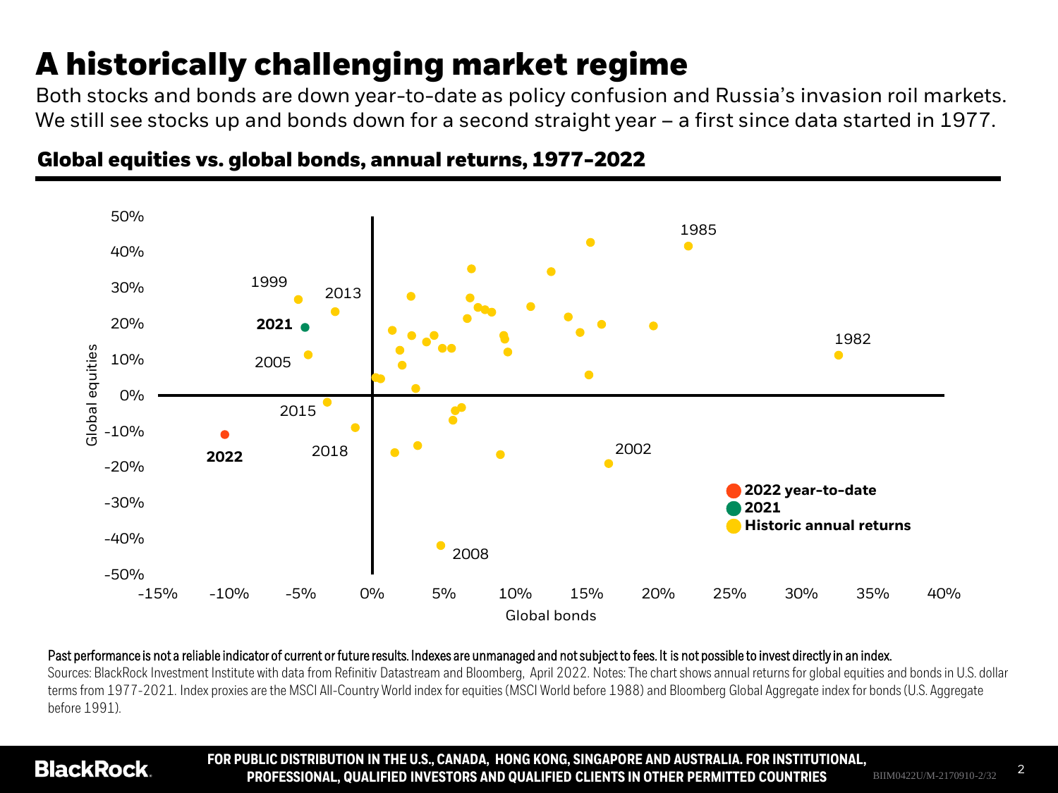# A historically challenging market regime

Both stocks and bonds are down year-to-date as policy confusion and Russia's invasion roil markets. We still see stocks up and bonds down for a second straight year – a first since data started in 1977.

## Global equities vs. global bonds, annual returns, 1977-2022

Past performance is not a reliable indicator of current or future results. Indexes are unmanaged and not subject to fees. It is not possible to invest directly in an index.

Sources: BlackRock Investment Institute with data from Refinitiv Datastream and Bloomberg, April 2022. Notes: The chart shows annual returns for global equities and bonds in U.S. dollar terms from 1977-2021. Index proxies are the MSCI All-Country World index for equities (MSCI World before 1988) and Bloomberg Global Aggregate index for bonds (U.S. Aggregate before 1991).

**FOR PUBLIC DISTRIBUTION IN THE U.S., CANADA, HONG KONG, SINGAPORE AND AUSTRALIA. FOR INSTITUTIONAL, PROFESSIONAL, QUALIFIED INVESTORS AND QUALIFIED CLIENTS IN OTHER PERMITTED COUNTRIES**

BIIM0422U/M-2170910-2/32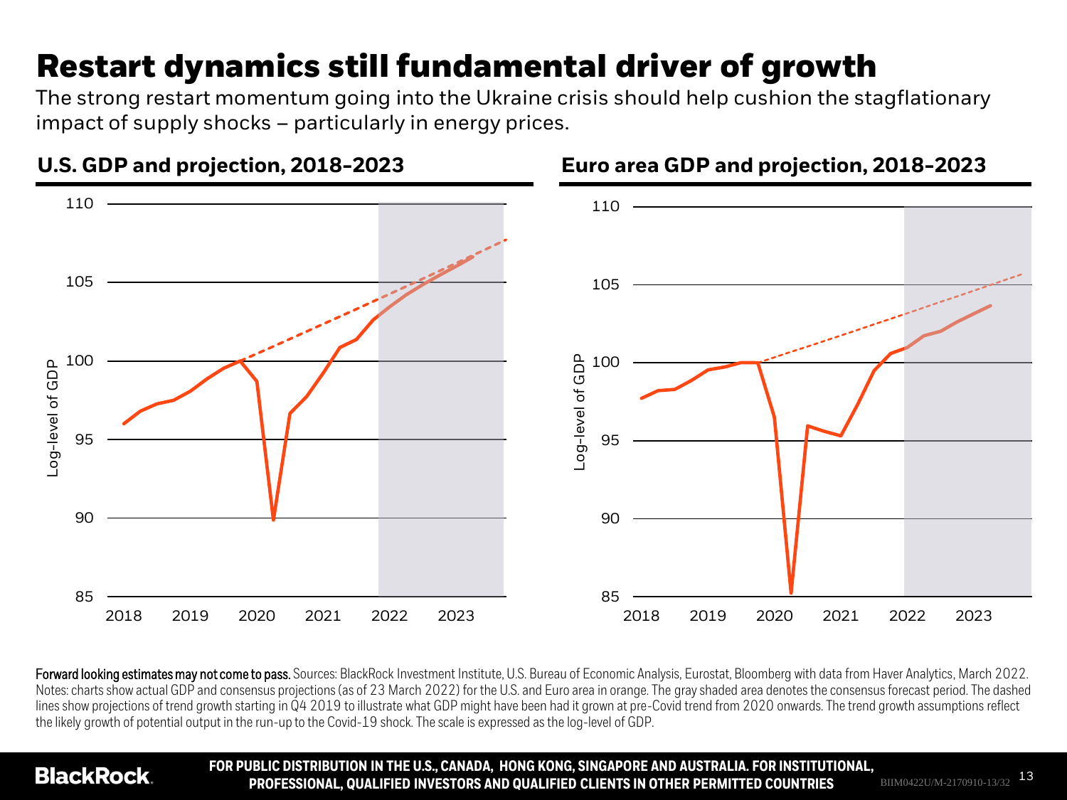# Restart dynamics still fundamental driver of growth

The strong restart momentum going into the Ukraine crisis should help cushion the stagflationary impact of supply shocks – particularly in energy prices.

## U.S. GDP and projection, 2018-2023

## Euro area GDP and projection, 2018-2023

**Forward looking estimates may not come to pass.** Sources: BlackRock Investment Institute, U.S. Bureau of Economic Analysis, Eurostat, Bloomberg with data from Haver Analytics, March 2022. Notes: charts show actual GDP and consensus projections (as of 23 March 2022) for the U.S. and Euro area in orange. The gray shaded area denotes the consensus forecast period. The dashed lines show projections of trend growth starting in Q4 2019 to illustrate what GDP might have been had it grown at pre-Covid trend from 2020 onwards. The trend growth assumptions reflect the likely growth of potential output in the run-up to the Covid-19 shock. The scale is expressed as the log-level of GDP.

**FOR PUBLIC DISTRIBUTION IN THE U.S., CANADA, HONG KONG, SINGAPORE AND AUSTRALIA. FOR INSTITUTIONAL, PROFESSIONAL, QUALIFIED INVESTORS AND QUALIFIED CLIENTS IN OTHER PERMITTED COUNTRIES**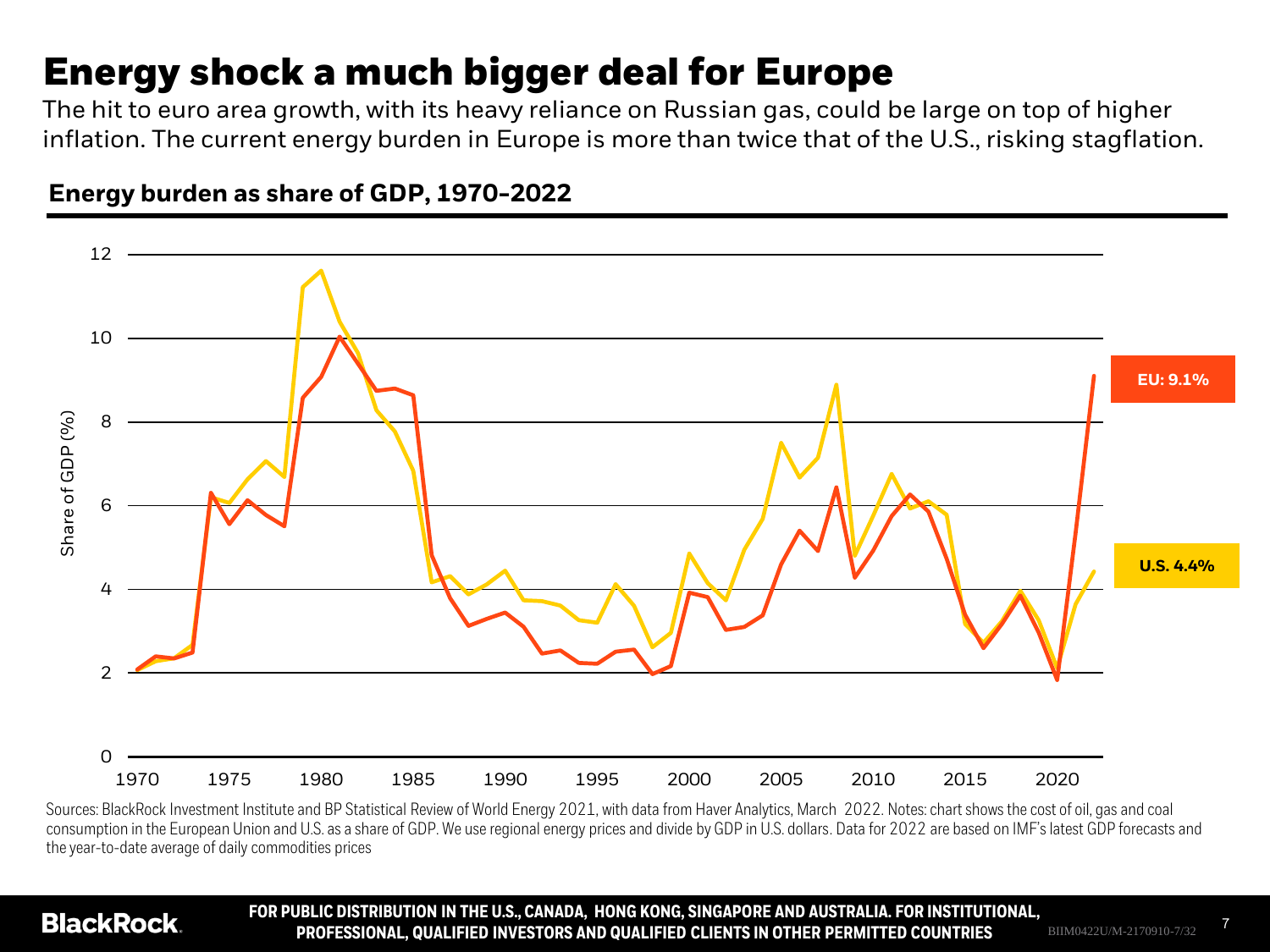# Energy shock a much bigger deal for Europe

The hit to euro area growth, with its heavy reliance on Russian gas, could be large on top of higher inflation. The current energy burden in Europe is more than twice that of the U.S., risking stagflation.

## Energy burden as share of GDP, 1970-2022

Share of GDP (%)

EU: 9.1%

U.S. 4.4%

Sources: BlackRock Investment Institute and BP Statistical Review of World Energy 2021, with data from Haver Analytics, March 2022. Notes: chart shows the cost of oil, gas and coal consumption in the European Union and U.S. as a share of GDP. We use regional energy prices and divide by GDP in U.S. dollars. Data for 2022 are based on IMF's latest GDP forecasts and the year-to-date average of daily commodities prices

**FOR PUBLIC DISTRIBUTION IN THE U.S., CANADA, HONG KONG, SINGAPORE AND AUSTRALIA. FOR INSTITUTIONAL, PROFESSIONAL, QUALIFIED INVESTORS AND QUALIFIED CLIENTS IN OTHER PERMITTED COUNTRIES**

BIIM0422U/M-2170910-7/32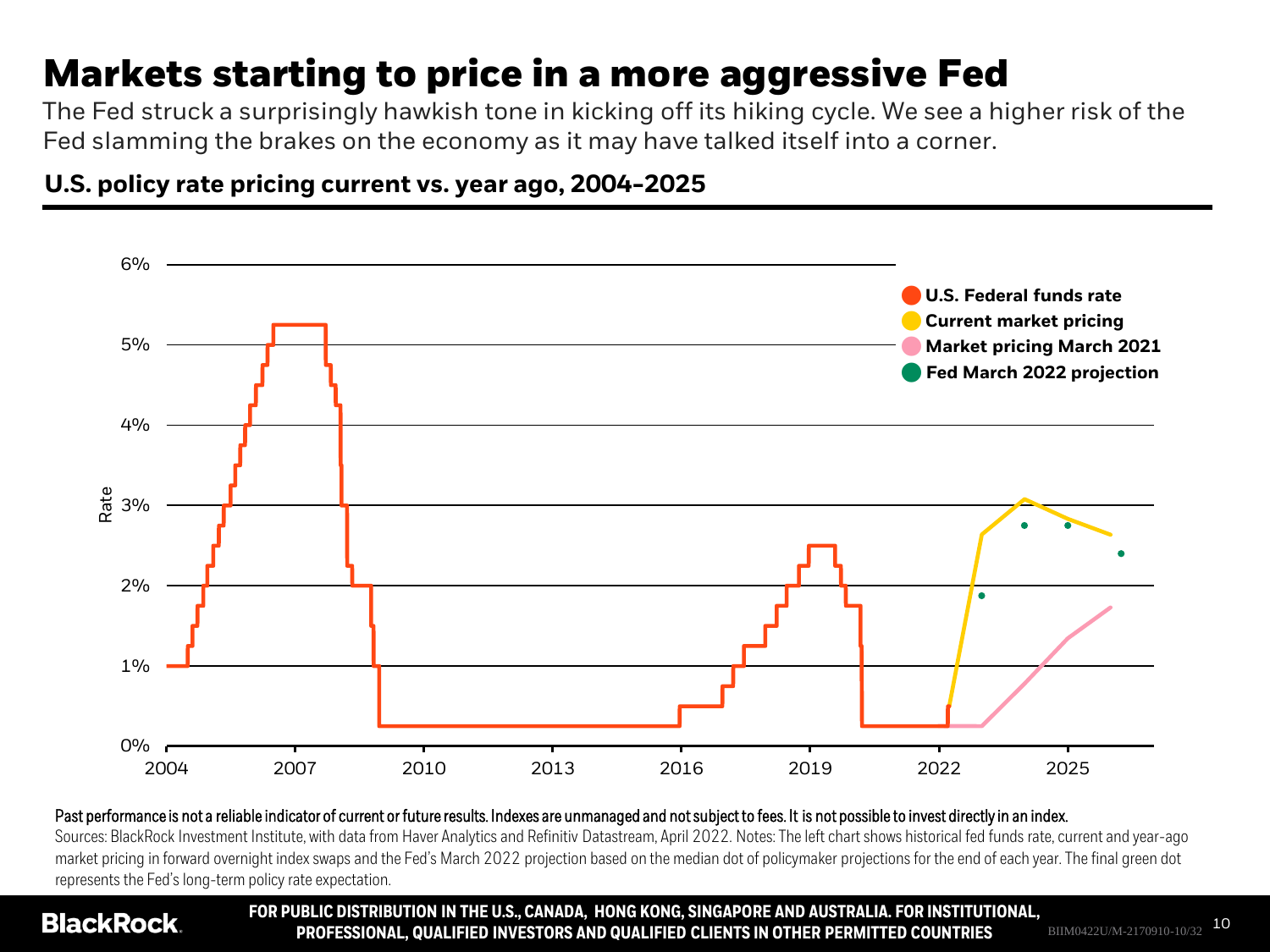# Markets starting to price in a more aggressive Fed

The Fed struck a surprisingly hawkish tone in kicking off its hiking cycle. We see a higher risk of the Fed slamming the brakes on the economy as it may have talked itself into a corner.

**U.S. policy rate pricing current vs. year ago, 2004-2025**

**Past performance is not a reliable indicator of current or future results. Indexes are unmanaged and not subject to fees. It is not possible to invest directly in an index.**

Sources: BlackRock Investment Institute, with data from Haver Analytics and Refinitiv Datastream, April 2022. Notes: The left chart shows historical fed funds rate, current and year-ago market pricing in forward overnight index swaps and the Fed's March 2022 projection based on the median dot of policymaker projections for the end of each year. The final green dot represents the Fed's long-term policy rate expectation.

**FOR PUBLIC DISTRIBUTION IN THE U.S., CANADA, HONG KONG, SINGAPORE AND AUSTRALIA. FOR INSTITUTIONAL, PROFESSIONAL, QUALIFIED INVESTORS AND QUALIFIED CLIENTS IN OTHER PERMITTED COUNTRIES**

BIIM0422U/M-2170910-10/32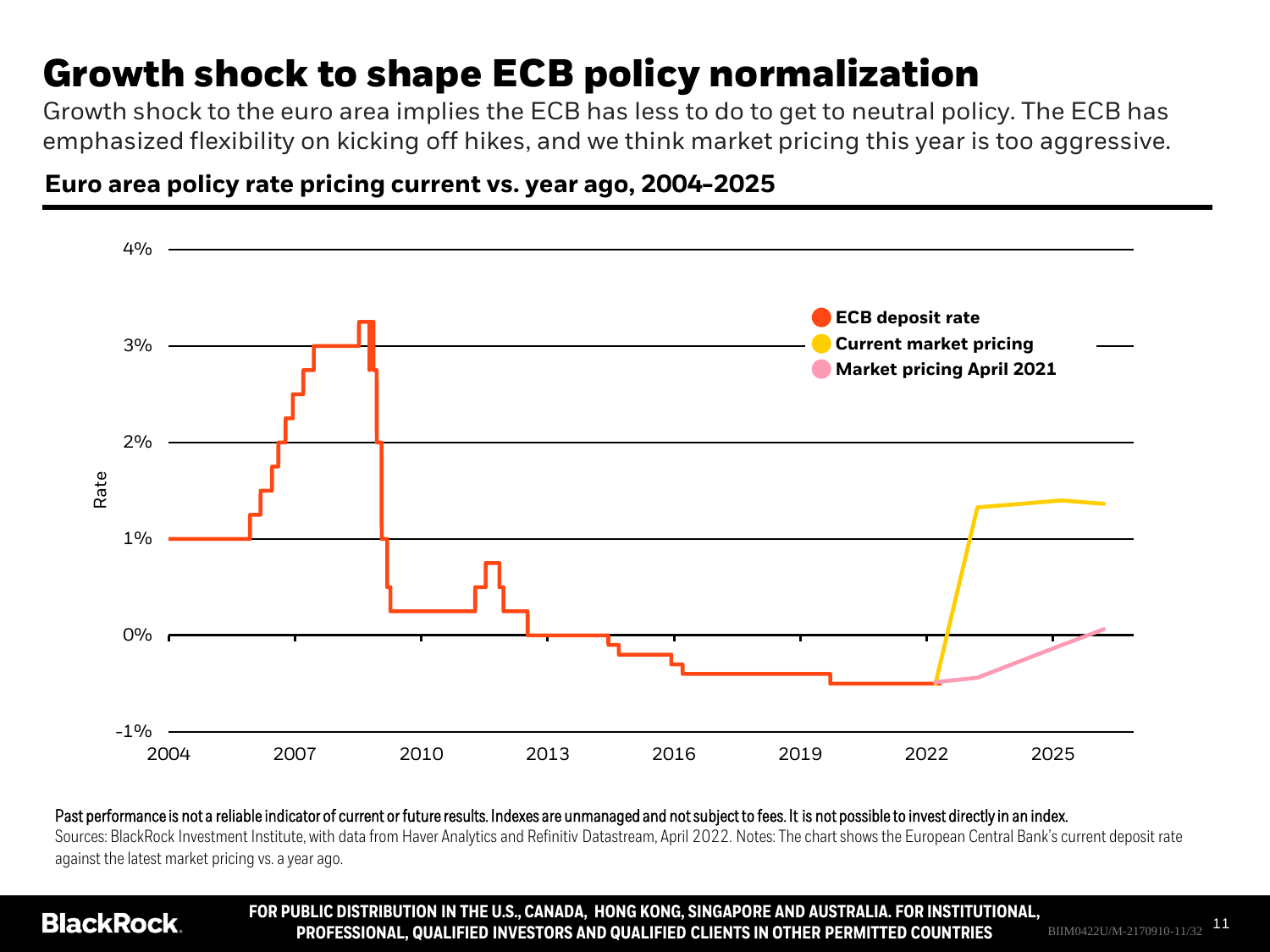# Growth shock to shape ECB policy normalization

Growth shock to the euro area implies the ECB has less to do to get to neutral policy. The ECB has emphasized flexibility on kicking off hikes, and we think market pricing this year is too aggressive.

**Euro area policy rate pricing current vs. year ago, 2004-2025**

**Past performance is not a reliable indicator of current or future results. Indexes are unmanaged and not subject to fees. It is not possible to invest directly in an index.**

Sources: BlackRock Investment Institute, with data from Haver Analytics and Refinitiv Datastream, April 2022. Notes: The chart shows the European Central Bank's current deposit rate against the latest market pricing vs. a year ago.

**FOR PUBLIC DISTRIBUTION IN THE U.S., CANADA, HONG KONG, SINGAPORE AND AUSTRALIA. FOR INSTITUTIONAL, PROFESSIONAL, QUALIFIED INVESTORS AND QUALIFIED CLIENTS IN OTHER PERMITTED COUNTRIES**

BIIM0422U/M-2170910-11/32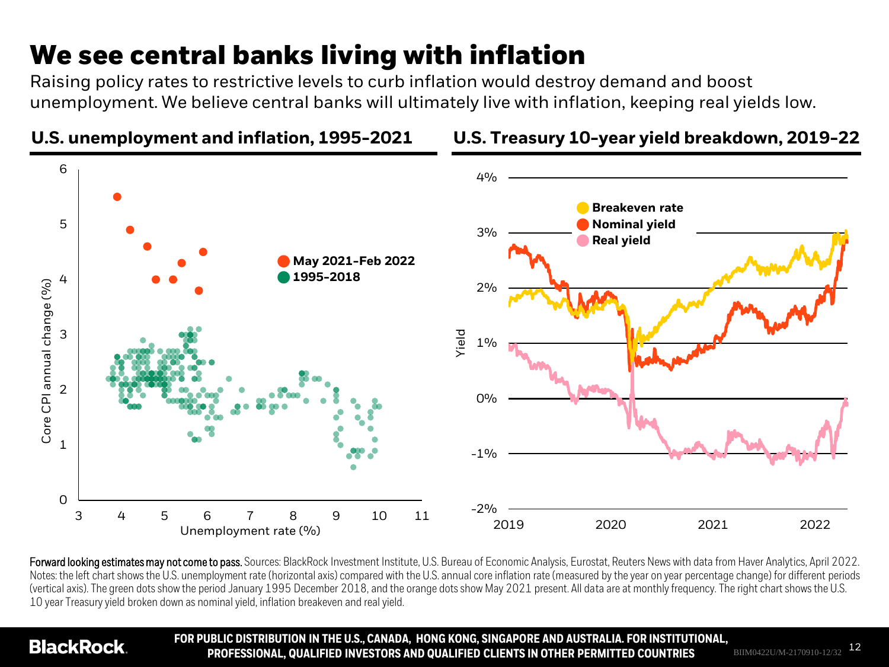# We see central banks living with inflation

Raising policy rates to restrictive levels to curb inflation would destroy demand and boost unemployment. We believe central banks will ultimately live with inflation, keeping real yields low.

## U.S. unemployment and inflation, 1995-2021

## U.S. Treasury 10-year yield breakdown, 2019-22

**Forward looking estimates may not come to pass.** Sources: BlackRock Investment Institute, U.S. Bureau of Economic Analysis, Eurostat, Reuters News with data from Haver Analytics, April 2022. Notes: the left chart shows the U.S. unemployment rate (horizontal axis) compared with the U.S. annual core inflation rate (measured by the year on year percentage change) for different periods (vertical axis). The green dots show the period January 1995 December 2018, and the orange dots show May 2021 present. All data are at monthly frequency. The right chart shows the U.S. 10 year Treasury yield broken down as nominal yield, inflation breakeven and real yield.

**FOR PUBLIC DISTRIBUTION IN THE U.S., CANADA, HONG KONG, SINGAPORE AND AUSTRALIA. FOR INSTITUTIONAL, PROFESSIONAL, QUALIFIED INVESTORS AND QUALIFIED CLIENTS IN OTHER PERMITTED COUNTRIES**

BIIM0422U/M-2170910-12/32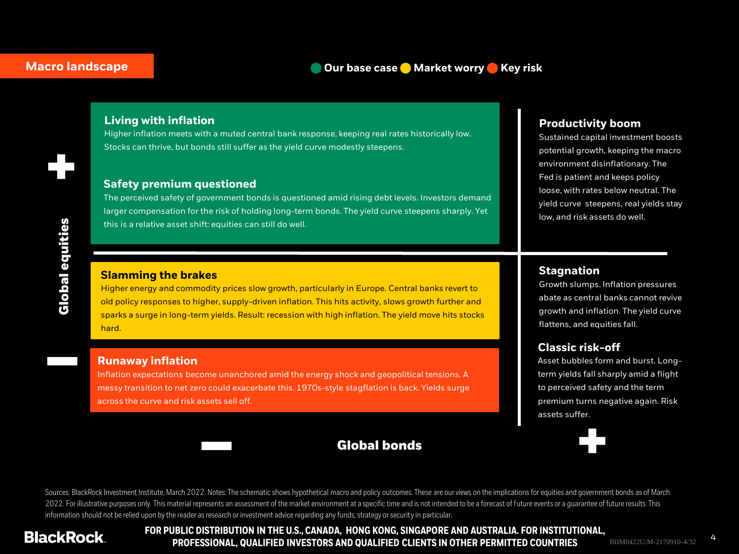## Macro landscape

Our base case | Market worry | Key risk

**Global equities** (+ / −)

### Living with inflation

Higher inflation meets with a muted central bank response, keeping real rates historically low. Stocks can thrive, but bonds still suffer as the yield curve modestly steepens.

### Safety premium questioned

The perceived safety of government bonds is questioned amid rising debt levels. Investors demand larger compensation for the risk of holding long-term bonds. The yield curve steepens sharply. Yet this is a relative asset shift: equities can still do well.

### Slamming the brakes

Higher energy and commodity prices slow growth, particularly in Europe. Central banks revert to old policy responses to higher, supply-driven inflation. This hits activity, slows growth further and sparks a surge in long-term yields. Result: recession with high inflation. The yield move hits stocks hard.

### Runaway inflation

Inflation expectations become unanchored amid the energy shock and geopolitical tensions. A messy transition to net zero could exacerbate this. 1970s-style stagflation is back. Yields surge across the curve and risk assets sell off.

### Productivity boom

Sustained capital investment boosts potential growth, keeping the macro environment disinflationary. The Fed is patient and keeps policy loose, with rates below neutral. The yield curve steepens, real yields stay low, and risk assets do well.

### Stagnation

Growth slumps. Inflation pressures abate as central banks cannot revive growth and inflation. The yield curve flattens, and equities fall.

### Classic risk-off

Asset bubbles form and burst. Long-term yields fall sharply amid a flight to perceived safety and the term premium turns negative again. Risk assets suffer.

**Global bonds** (− / +)

Sources: BlackRock Investment Institute, March 2022. Notes: The schematic shows hypothetical macro and policy outcomes. These are our views on the implications for equities and government bonds as of March 2022. For illustrative purposes only. This material represents an assessment of the market environment at a specific time and is not intended to be a forecast of future events or a guarantee of future results. This information should not be relied upon by the reader as research or investment advice regarding any funds, strategy or security in particular.

**FOR PUBLIC DISTRIBUTION IN THE U.S., CANADA, HONG KONG, SINGAPORE AND AUSTRALIA. FOR INSTITUTIONAL, PROFESSIONAL, QUALIFIED INVESTORS AND QUALIFIED CLIENTS IN OTHER PERMITTED COUNTRIES**

BIIM0422U/M-2170910-4/32